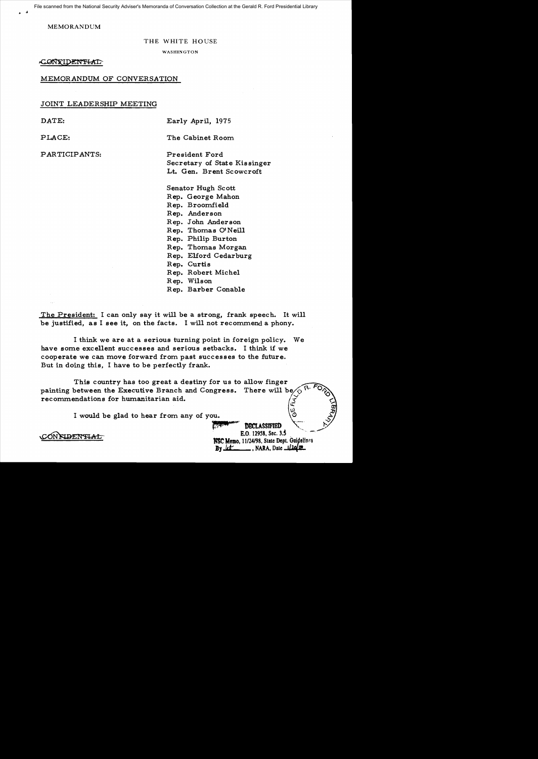MEMORANDUM

THE WHITE HOUSE

WASHINGTON

~~CONFIDENTIAL~~

MEMORANDUM OF CONVERSATION

JOINT LEADERSHIP MEETING

| | |
|---|---|
| DATE: | Early April, 1975 |
| PLACE: | The Cabinet Room |
| PARTICIPANTS: | President Ford<br>Secretary of State Kissinger<br>Lt. Gen. Brent Scowcroft<br><br>Senator Hugh Scott<br>Rep. George Mahon<br>Rep. Broomfield<br>Rep. Anderson<br>Rep. John Anderson<br>Rep. Thomas O'Neill<br>Rep. Philip Burton<br>Rep. Thomas Morgan<br>Rep. Elford Cedarburg<br>Rep. Curtis<br>Rep. Robert Michel<br>Rep. Wilson<br>Rep. Barber Conable |

The President: I can only say it will be a strong, frank speech. It will be justified, as I see it, on the facts. I will not recommend a phony.

I think we are at a serious turning point in foreign policy. We have some excellent successes and serious setbacks. I think if we cooperate we can move forward from past successes to the future. But in doing this, I have to be perfectly frank.

This country has too great a destiny for us to allow finger painting between the Executive Branch and Congress. There will be recommendations for humanitarian aid.

I would be glad to hear from any of you.

~~CONFIDENTIAL~~

DECLASSIFIED
E.O. 12958, Sec. 3.5
NSC Memo, 11/24/98, State Dept. Guidelines
By lct, NARA, Date 1/20/09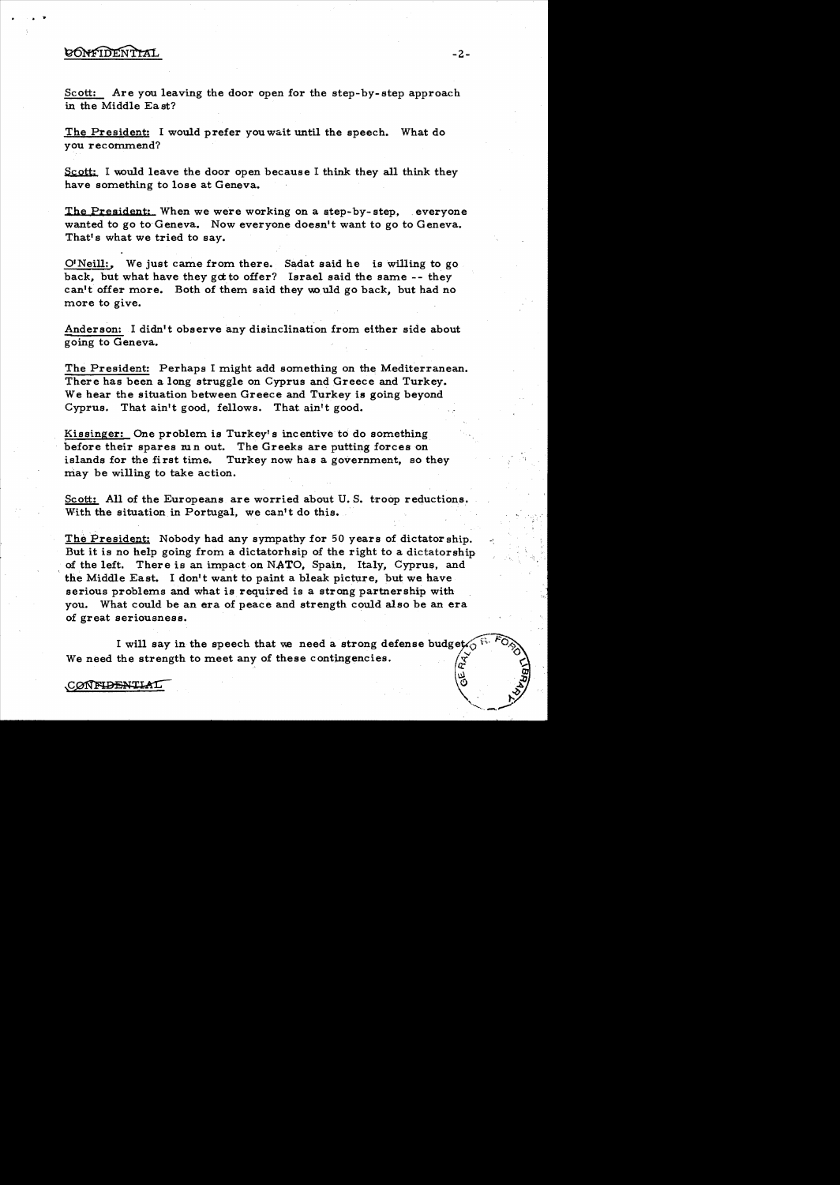Scott: Are you leaving the door open for the step-by-step approach in the Middle East?

The President: I would prefer you wait until the speech. What do you recommend?

Scott: I would leave the door open because I think they all think they have something to lose at Geneva.

The President: When we were working on a step-by-step, everyone wanted to go to Geneva. Now everyone doesn't want to go to Geneva. That's what we tried to say.

O'Neill: We just came from there. Sadat said he is willing to go back, but what have they got to offer? Israel said the same -- they can't offer more. Both of them said they would go back, but had no more to give.

Anderson: I didn't observe any disinclination from either side about going to Geneva.

The President: Perhaps I might add something on the Mediterranean. There has been a long struggle on Cyprus and Greece and Turkey. We hear the situation between Greece and Turkey is going beyond Cyprus. That ain't good, fellows. That ain't good.

Kissinger: One problem is Turkey's incentive to do something before their spares run out. The Greeks are putting forces on islands for the first time. Turkey now has a government, so they may be willing to take action.

Scott: All of the Europeans are worried about U. S. troop reductions. With the situation in Portugal, we can't do this.

The President: Nobody had any sympathy for 50 years of dictatorship. But it is no help going from a dictatorhsip of the right to a dictatorship of the left. There is an impact on NATO, Spain, Italy, Cyprus, and the Middle East. I don't want to paint a bleak picture, but we have serious problems and what is required is a strong partnership with you. What could be an era of peace and strength could also be an era of great seriousness.

I will say in the speech that we need a strong defense budget. We need the strength to meet any of these contingencies.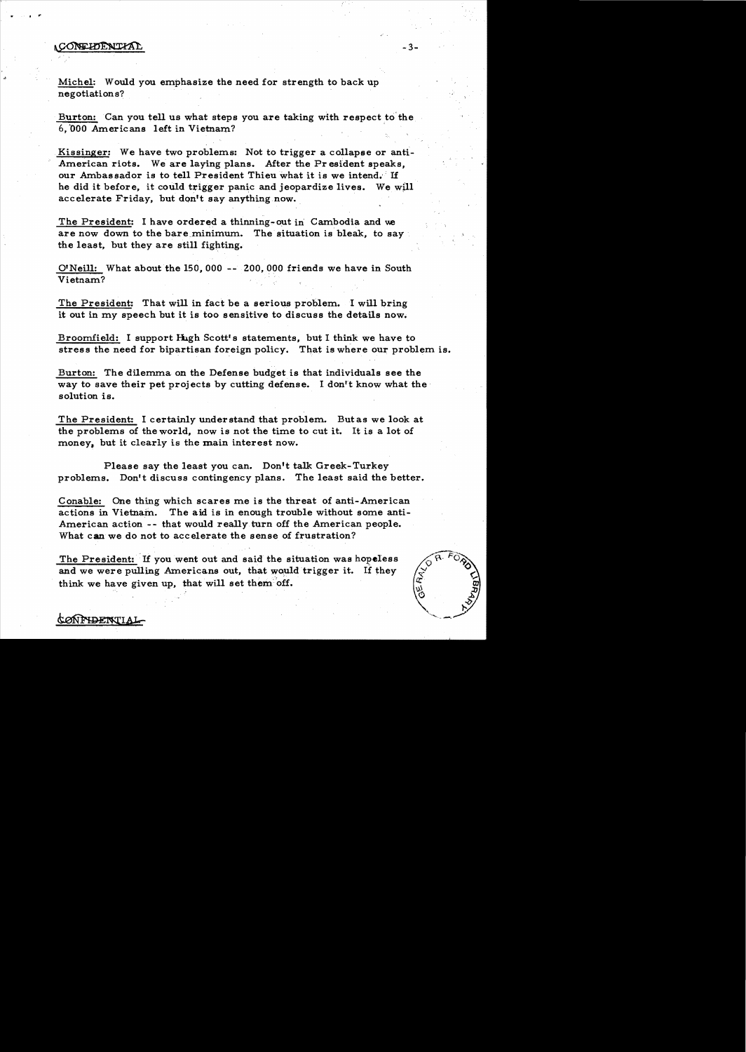Michel: Would you emphasize the need for strength to back up negotiations?

Burton: Can you tell us what steps you are taking with respect to the 6,000 Americans left in Vietnam?

Kissinger: We have two problems: Not to trigger a collapse or anti-American riots. We are laying plans. After the President speaks, our Ambassador is to tell President Thieu what it is we intend. If he did it before, it could trigger panic and jeopardize lives. We will accelerate Friday, but don't say anything now.

The President: I have ordered a thinning-out in Cambodia and we are now down to the bare minimum. The situation is bleak, to say the least, but they are still fighting.

O'Neill: What about the 150,000 -- 200,000 friends we have in South Vietnam?

The President: That will in fact be a serious problem. I will bring it out in my speech but it is too sensitive to discuss the details now.

Broomfield: I support Hugh Scott's statements, but I think we have to stress the need for bipartisan foreign policy. That is where our problem is.

Burton: The dilemma on the Defense budget is that individuals see the way to save their pet projects by cutting defense. I don't know what the solution is.

The President: I certainly understand that problem. But as we look at the problems of the world, now is not the time to cut it. It is a lot of money, but it clearly is the main interest now.

Please say the least you can. Don't talk Greek-Turkey problems. Don't discuss contingency plans. The least said the better.

Conable: One thing which scares me is the threat of anti-American actions in Vietnam. The aid is in enough trouble without some anti-American action -- that would really turn off the American people. What can we do not to accelerate the sense of frustration?

The President: If you went out and said the situation was hopeless and we were pulling Americans out, that would trigger it. If they think we have given up, that will set them off.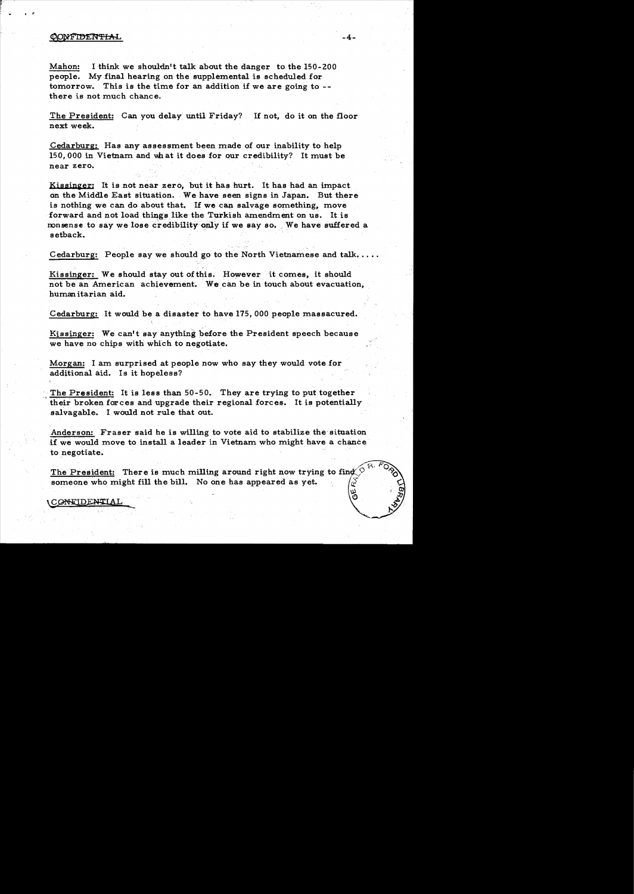CONFIDENTIAL

Mahon: I think we shouldn't talk about the danger to the 150-200 people. My final hearing on the supplemental is scheduled for tomorrow. This is the time for an addition if we are going to -- there is not much chance.

The President: Can you delay until Friday? If not, do it on the floor next week.

Cedarburg: Has any assessment been made of our inability to help 150,000 in Vietnam and what it does for our credibility? It must be near zero.

Kissinger: It is not near zero, but it has hurt. It has had an impact on the Middle East situation. We have seen signs in Japan. But there is nothing we can do about that. If we can salvage something, move forward and not load things like the Turkish amendment on us. It is nonsense to say we lose credibility only if we say so. We have suffered a setback.

Cedarburg: People say we should go to the North Vietnamese and talk.....

Kissinger: We should stay out of this. However it comes, it should not be an American achievement. We can be in touch about evacuation, humanitarian aid.

Cedarburg: It would be a disaster to have 175,000 people massacured.

Kissinger: We can't say anything before the President speech because we have no chips with which to negotiate.

Morgan: I am surprised at people now who say they would vote for additional aid. Is it hopeless?

The President: It is less than 50-50. They are trying to put together their broken forces and upgrade their regional forces. It is potentially salvagable. I would not rule that out.

Anderson: Fraser said he is willing to vote aid to stabilize the situation if we would move to install a leader in Vietnam who might have a chance to negotiate.

The President: There is much milling around right now trying to find someone who might fill the bill. No one has appeared as yet.

CONFIDENTIAL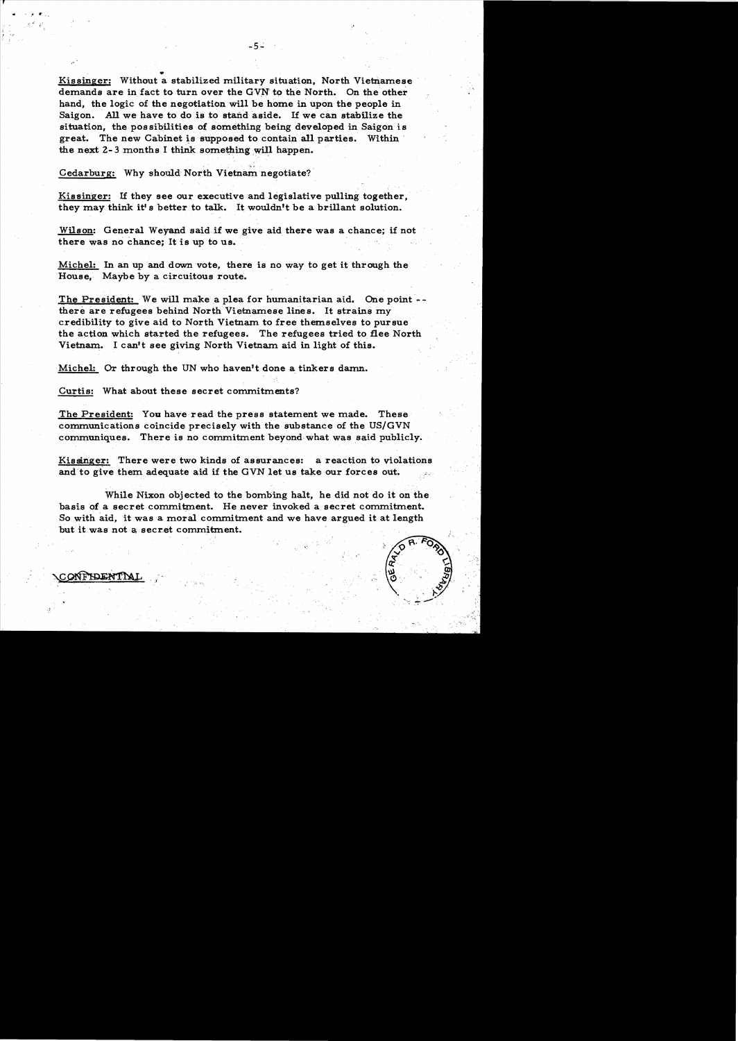Kissinger: Without a stabilized military situation, North Vietnamese demands are in fact to turn over the GVN to the North. On the other hand, the logic of the negotiation will be home in upon the people in Saigon. All we have to do is to stand aside. If we can stabilize the situation, the possibilities of something being developed in Saigon is great. The new Cabinet is supposed to contain all parties. Within the next 2-3 months I think something will happen.

Cedarburg: Why should North Vietnam negotiate?

Kissinger: If they see our executive and legislative pulling together, they may think it's better to talk. It wouldn't be a brillant solution.

Wilson: General Weyand said if we give aid there was a chance; if not there was no chance; It is up to us.

Michel: In an up and down vote, there is no way to get it through the House. Maybe by a circuitous route.

The President: We will make a plea for humanitarian aid. One point -- there are refugees behind North Vietnamese lines. It strains my credibility to give aid to North Vietnam to free themselves to pursue the action which started the refugees. The refugees tried to flee North Vietnam. I can't see giving North Vietnam aid in light of this.

Michel: Or through the UN who haven't done a tinkers damn.

Curtis: What about these secret commitments?

The President: You have read the press statement we made. These communications coincide precisely with the substance of the US/GVN communiques. There is no commitment beyond what was said publicly.

Kissinger: There were two kinds of assurances: a reaction to violations and to give them adequate aid if the GVN let us take our forces out.

While Nixon objected to the bombing halt, he did not do it on the basis of a secret commitment. He never invoked a secret commitment. So with aid, it was a moral commitment and we have argued it at length but it was not a secret commitment.

CONFIDENTIAL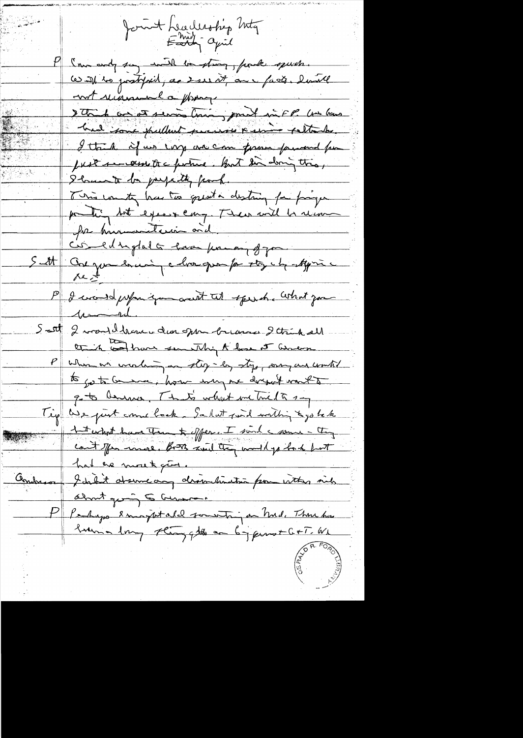Joint Leadership Mtg
Early - April (Mid)

P Can only say with a strong, frank speech. [?] It be justified, as I see it, on facts. I will not recommend a policy.

I think we at serious turning point in FP. We have had some brilliant successes & serious setbacks. I think if we copy we can move forward [?] past successes & future. But in doing this, I have to be perfectly frank.

This country has too great a destiny for finger pointing but expect comity. There will be request for humanitarian aid.

Would be glad to have [?] any of you.

Scott Are you leaving a door open for step-by-step [?] [?]

P I would prefer you await the speech. What you [?]

Scott I would leave a door open because I think all think [?] have something to lose at Geneva.

P When we were working on step-by-step, everyone wanted to go to Geneva, how many we don't want to go to Geneva. That's what we tried to say.

Tip We just come back. Sadat said nothing to go back but what have them to offer. I said a summit - they can't offer more. Both said they would go back but had no move to give.

Anderson I didn't observe any discrimination from either side about going to Geneva.

P Perhaps I might add something on Mid. There has been a long standing [?] on 6 yrs of [?] G+T. We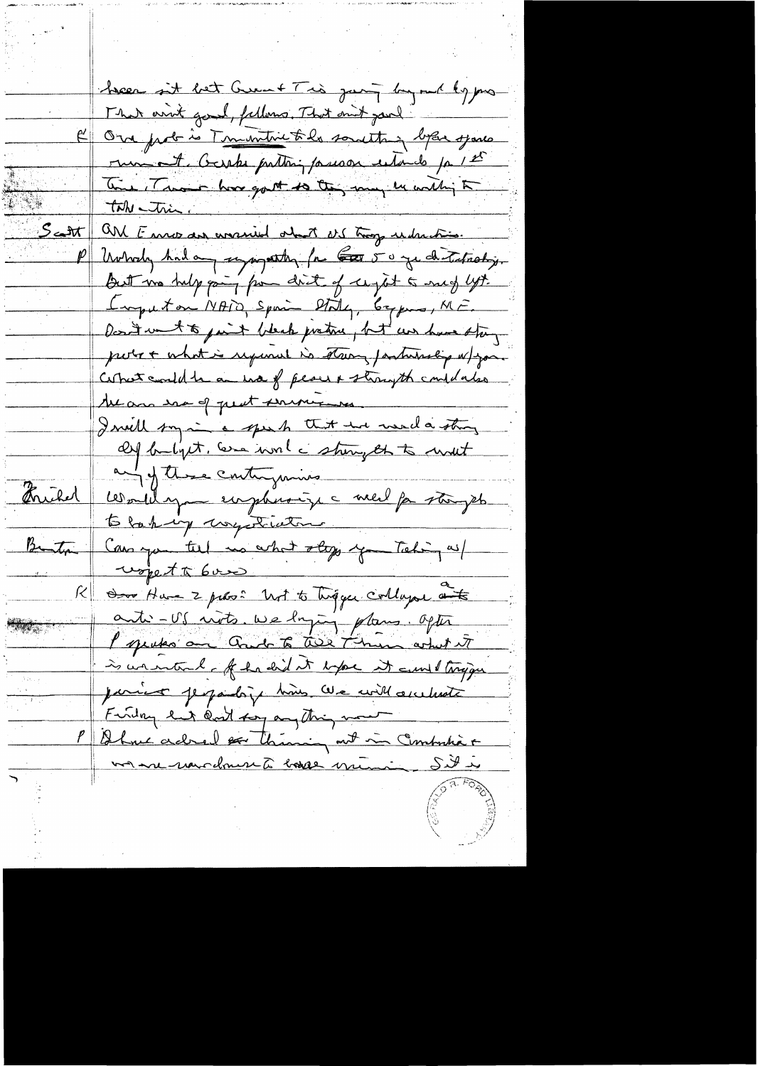been sit but Greece + Tu is going beyond hyphens
That ain't good, fellows. That ain't good.

K Our prob is Turks tried to do something before Soviets
mount. Greeks putting forward relieved for 1st
time. Turks have got to try many use withing to
talk a tri.

Scott All Europe are worried about US troop reductions.

P Nobody had any sympathy for ~~Greece~~ 50 yr dictatorship.
But no help going from debt of ceiling to much lyt.
Corruption NATO, Spain, Italy, Cyprus, ME.
Don't want to paint black picture, but we have strong
party + what is required is strong partnership w/you.
What could be a era of peace + strength could also
be an era of great ...
I will say in a speech that we need a strong
def budget. Con't with a strength to meet
any of these contingencies

Hruska Would you emphasize a need for strength
to back up negotiation

Benton Can you tell us what steps you taking w/
respect to Greece

K Have 2 probs: Not to trigger collapse and to
anti-US riots. We laying plans. After
P speaks on Greek to tell Turkm what it
is we intend. If he did it before it could trigger
panic jeopardizing him. We will accelerate
Friday but don't say anything now

P I have ordered ~~to~~ thinning out in Cambodia +
more naval dm to base ... S it is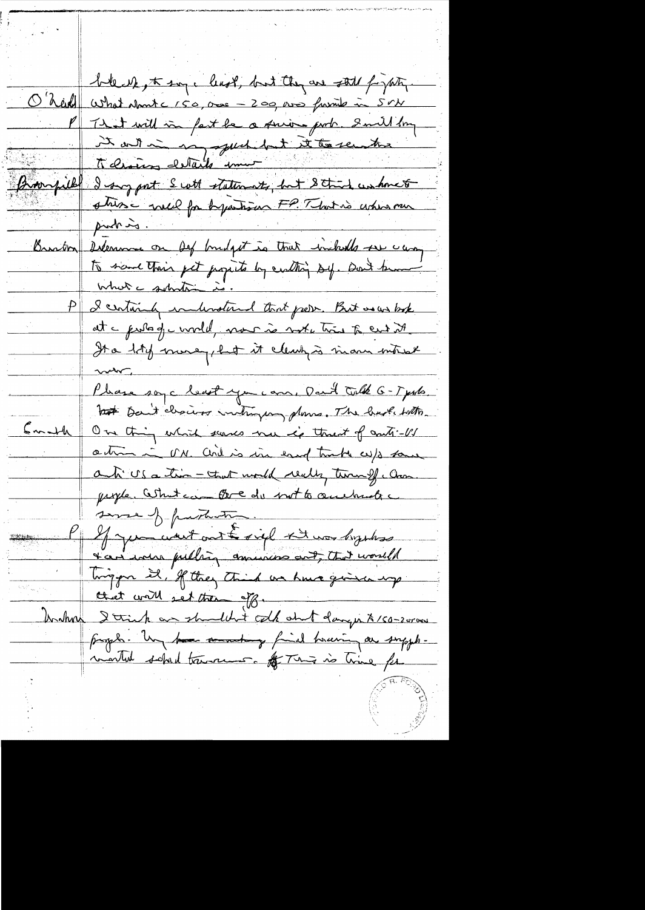bleak, to say a least, but they are still fighting.

O'Neill: What about a 150,000 – 200,000 funds in SRV

P: That will in fact be a serious prob. I will bring it out in my speech but it to seem the to discuss details now.

Broomfield: I support Scott statements, but I think we have to stress need for bipartisan FP. That is where our prob is.

Buston: Dilemma on Def budget is that individuals are crying to save their pet projects by cutting Def. Don't know what a solution is.

P: I certainly understand that prob. But as we look at a posture of a world, now is not a time to cut it. It's a lot of money, but it clearly is in our interest now.

Please say a least you can. Don't talk G-T probs. but Don't discuss withdrawing plans. The best bottom

Smith: One thing which scares me is threat of anti-US action in UN. And is in end trouble w/s some anti US action – that would really turn off Am. people. What can we do not to overbuild a sense of frustration.

P: If you went out & said it was hopeless & are now pulling Americans out, that would trigger it. If they think we have given up that will set them off.

Whalen: I think we shouldn't talk about danger to 150-200,000 people. Very hard – find having our supplemental school trouble. This is time for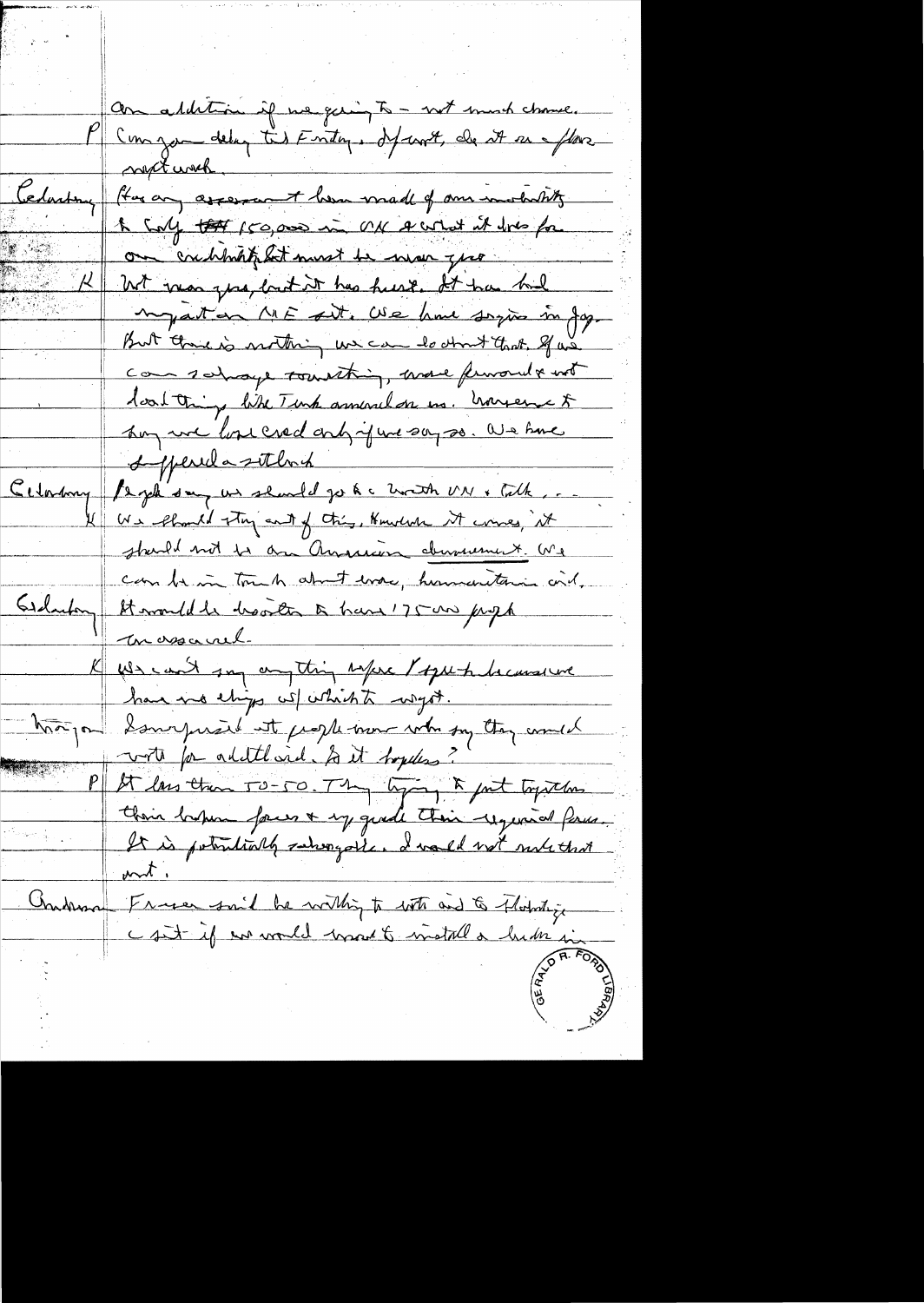an addition if we going to – not much chance.

P | Can you delay till Friday. If not, do it on a floor next week.

Cederberg | Has any assessment been made of our credibility to Cong [of] 150,000 in VN & what it does for our credibility but must be near zero.

K | Not near zero, but it has hurt. It has had impact on ME sit. We have signs in Jap. But there is nothing we can do about that. If we can salvage something, move forward & not do a thing like Turk amendment on us. However to say we have lost cred only if we say so. We have suffered a setback

Cederberg | People say we should go to UN & talk...

K | We should stay out of this. However it comes, it should not be an American achievement. We can be in touch about evac, humanitarian aid.

Cederberg | It would be disaster to have 175,000 people unevacuated.

K | We can't say anything before / speech because we have no ships w/ which to evac.

Mahon | Surprised at people now who say they would vote for add'l aid. Is it hopeless?

P | It is less than 50-50. They trying to put together their broken forces & upgrade their regional forces. It is potentially salvageable. I would not write that out.

Andrews | Fraser said he willing to vote aid to Cambodia & sit if we would want to install a leader in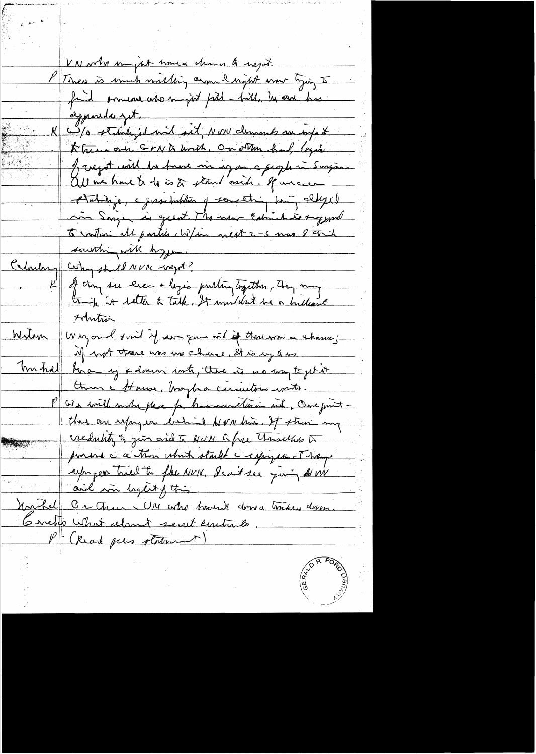VN who might move a chance to negot.

P There is much mulling around & night now trying to find someone who might fill - bill. No one has apparently yet.

K W/o stability will not, NVN demands an infant to turn over GVN to North. On other hand, Lyndon of Congress will be more in way as c people in Saigon. All we have to do is to stand aside. If we cease stability, c possibilities of something being obliged in Saigon is great. The new Cabinet is supposed to contain all parties. W/in next 2-3 mos I think something will happen.

Callaway Why should NVN negot?

K If they see execs & legis. pulling together, they may think it better to talk. It wouldn't be a brilliant solution.

Wilson Weyand said if we gave aid it there was a chance; if not there was no chance. It is up to us.

Mitchell From my experience, there is no way to get it thru c House. Maybe a circuitous route.

P We will make plea for humanitarian aid. One point - that are refugees behind NVN lines. It strains my credulity to give aid to NVN to free themselves to pursue c action which started c refugees. These refugees tried to flee NVN. I can't see giving NVN aid in light of this.

Mitchell Or those c VN who haven't done a thing to help down.

Crutis What about secret contracts.

P (Read press statement)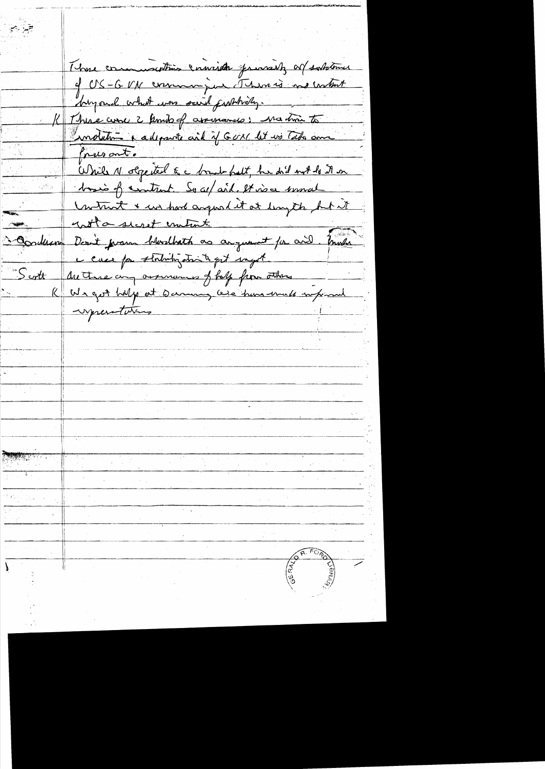These communications involve primarily w/ substance of US-GVN communique. There is no content beyond what was said publicly.

K There were 2 kinds of assurances: reaction to violation & adequate aid if GVN let us take our forces out.

While N objected to a bomb halt, he did not do it on basis of content. So w/ aid. It is a moral content & we have argued it at length, but it not a secret content.

Conclusion Don't push blackmail as argument for aid. Make a case for stability. It get us

Scott Are there any assurances of help from others

K We got help at Danang. We have made informal representations